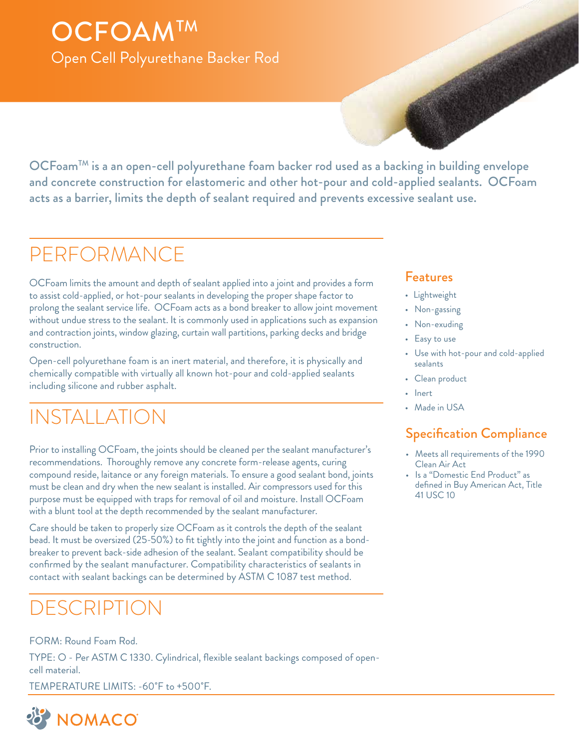# OCFOAM™

Open Cell Polyurethane Backer Rod

**OCFoam™ is a an open-cell polyurethane foam backer rod used as a backing in building envelope and concrete construction for elastomeric and other hot-pour and cold-applied sealants. OCFoam acts as a barrier, limits the depth of sealant required and prevents excessive sealant use.**

## PERFORMANCE

OCFoam limits the amount and depth of sealant applied into a joint and provides a form to assist cold-applied, or hot-pour sealants in developing the proper shape factor to prolong the sealant service life. OCFoam acts as a bond breaker to allow joint movement without undue stress to the sealant. It is commonly used in applications such as expansion and contraction joints, window glazing, curtain wall partitions, parking decks and bridge construction.

Open-cell polyurethane foam is an inert material, and therefore, it is physically and chemically compatible with virtually all known hot-pour and cold-applied sealants including silicone and rubber asphalt.

## INSTALLATION

Prior to installing OCFoam, the joints should be cleaned per the sealant manufacturer's recommendations. Thoroughly remove any concrete form-release agents, curing compound reside, laitance or any foreign materials. To ensure a good sealant bond, joints must be clean and dry when the new sealant is installed. Air compressors used for this purpose must be equipped with traps for removal of oil and moisture. Install OCFoam with a blunt tool at the depth recommended by the sealant manufacturer.

Care should be taken to properly size OCFoam as it controls the depth of the sealant bead. It must be oversized (25-50%) to fit tightly into the joint and function as a bond-breaker to prevent back-side adhesion of the sealant. Sealant compatibility should be confirmed by the sealant manufacturer. Compatibility characteristics of sealants in contact with sealant backings can be determined by ASTM C 1087 test method.

## DESCRIPTION

FORM: Round Foam Rod.

TYPE: O - Per ASTM C 1330. Cylindrical, flexible sealant backings composed of open-cell material.

TEMPERATURE LIMITS: -60°F to +500°F.

### Features

- Lightweight
- Non-gassing
- Non-exuding
- Easy to use
- Use with hot-pour and cold-applied sealants
- Clean product
- Inert
- Made in USA

### Specification Compliance

- Meets all requirements of the 1990 Clean Air Act
- Is a "Domestic End Product" as defined in Buy American Act, Title 41 USC 10

NOMACO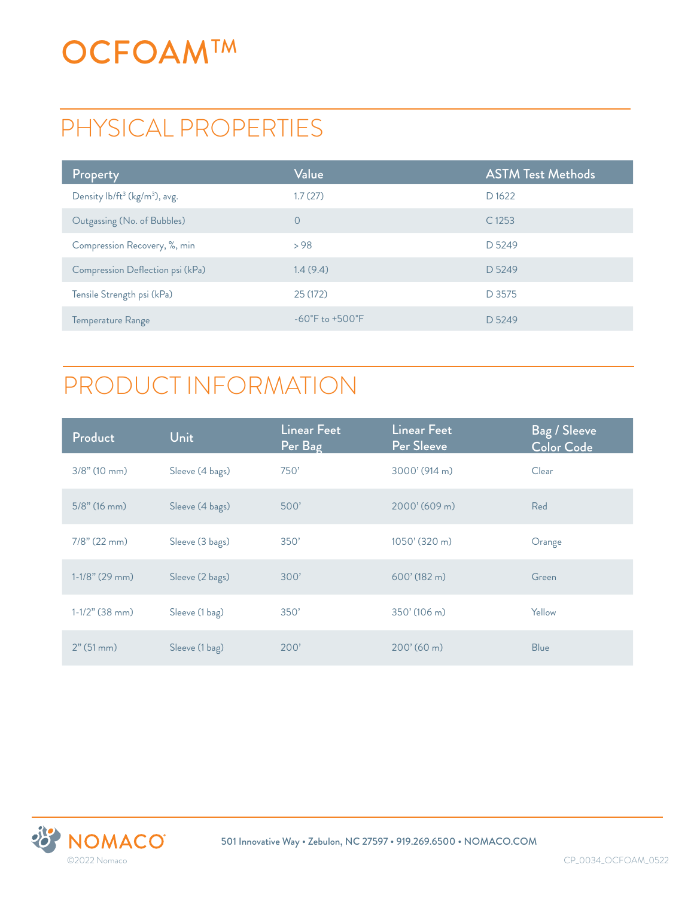# OCFOAM™

## PHYSICAL PROPERTIES

| Property | Value | ASTM Test Methods |
|---|---|---|
| Density lb/ft$^3$ (kg/m$^3$), avg. | 1.7 (27) | D 1622 |
| Outgassing (No. of Bubbles) | 0 | C 1253 |
| Compression Recovery, %, min | > 98 | D 5249 |
| Compression Deflection psi (kPa) | 1.4 (9.4) | D 5249 |
| Tensile Strength psi (kPa) | 25 (172) | D 3575 |
| Temperature Range | -60°F to +500°F | D 5249 |

## PRODUCT INFORMATION

| Product | Unit | Linear Feet Per Bag | Linear Feet Per Sleeve | Bag / Sleeve Color Code |
|---|---|---|---|---|
| 3/8" (10 mm) | Sleeve (4 bags) | 750' | 3000' (914 m) | Clear |
| 5/8" (16 mm) | Sleeve (4 bags) | 500' | 2000' (609 m) | Red |
| 7/8" (22 mm) | Sleeve (3 bags) | 350' | 1050' (320 m) | Orange |
| 1-1/8" (29 mm) | Sleeve (2 bags) | 300' | 600' (182 m) | Green |
| 1-1/2" (38 mm) | Sleeve (1 bag) | 350' | 350' (106 m) | Yellow |
| 2" (51 mm) | Sleeve (1 bag) | 200' | 200' (60 m) | Blue |

NOMACO

©2022 Nomaco

501 Innovative Way • Zebulon, NC 27597 • 919.269.6500 • NOMACO.COM

CP_0034_OCFOAM_0522